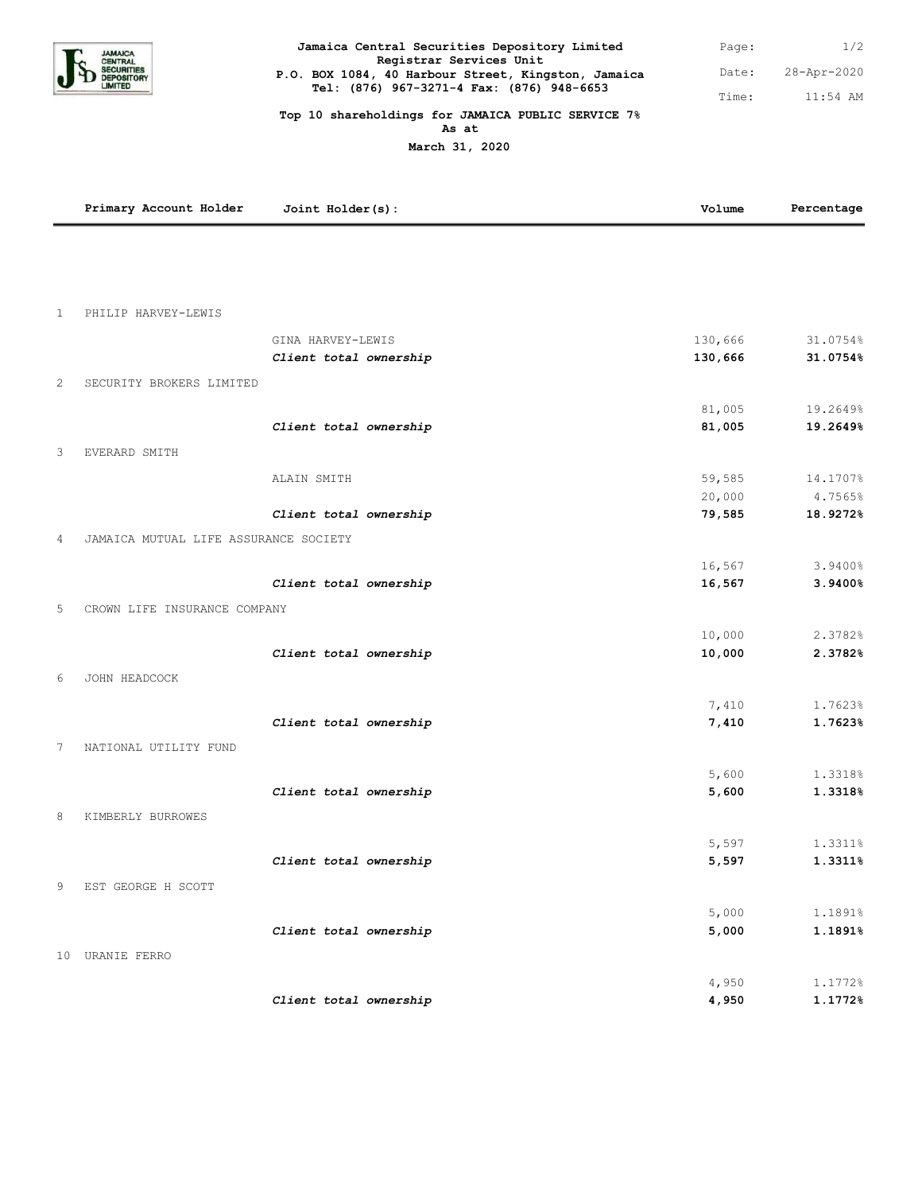**Jamaica Central Securities Depository Limited**
**Registrar Services Unit**
**P.O. BOX 1084, 40 Harbour Street, Kingston, Jamaica**
**Tel: (876) 967-3271-4 Fax: (876) 948-6653**

Page: 1/2
Date: 28-Apr-2020
Time: 11:54 AM

**Top 10 shareholdings for JAMAICA PUBLIC SERVICE 7%**
**As at**
**March 31, 2020**

| | Primary Account Holder | Joint Holder(s): | Volume | Percentage |
|---|---|---|---|---|
| 1 | PHILIP HARVEY-LEWIS | | | |
| | | GINA HARVEY-LEWIS | 130,666 | 31.0754% |
| | | ***Client total ownership*** | **130,666** | **31.0754%** |
| 2 | SECURITY BROKERS LIMITED | | | |
| | | | 81,005 | 19.2649% |
| | | ***Client total ownership*** | **81,005** | **19.2649%** |
| 3 | EVERARD SMITH | | | |
| | | ALAIN SMITH | 59,585 | 14.1707% |
| | | | 20,000 | 4.7565% |
| | | ***Client total ownership*** | **79,585** | **18.9272%** |
| 4 | JAMAICA MUTUAL LIFE ASSURANCE SOCIETY | | | |
| | | | 16,567 | 3.9400% |
| | | ***Client total ownership*** | **16,567** | **3.9400%** |
| 5 | CROWN LIFE INSURANCE COMPANY | | | |
| | | | 10,000 | 2.3782% |
| | | ***Client total ownership*** | **10,000** | **2.3782%** |
| 6 | JOHN HEADCOCK | | | |
| | | | 7,410 | 1.7623% |
| | | ***Client total ownership*** | **7,410** | **1.7623%** |
| 7 | NATIONAL UTILITY FUND | | | |
| | | | 5,600 | 1.3318% |
| | | ***Client total ownership*** | **5,600** | **1.3318%** |
| 8 | KIMBERLY BURROWES | | | |
| | | | 5,597 | 1.3311% |
| | | ***Client total ownership*** | **5,597** | **1.3311%** |
| 9 | EST GEORGE H SCOTT | | | |
| | | | 5,000 | 1.1891% |
| | | ***Client total ownership*** | **5,000** | **1.1891%** |
| 10 | URANIE FERRO | | | |
| | | | 4,950 | 1.1772% |
| | | ***Client total ownership*** | **4,950** | **1.1772%** |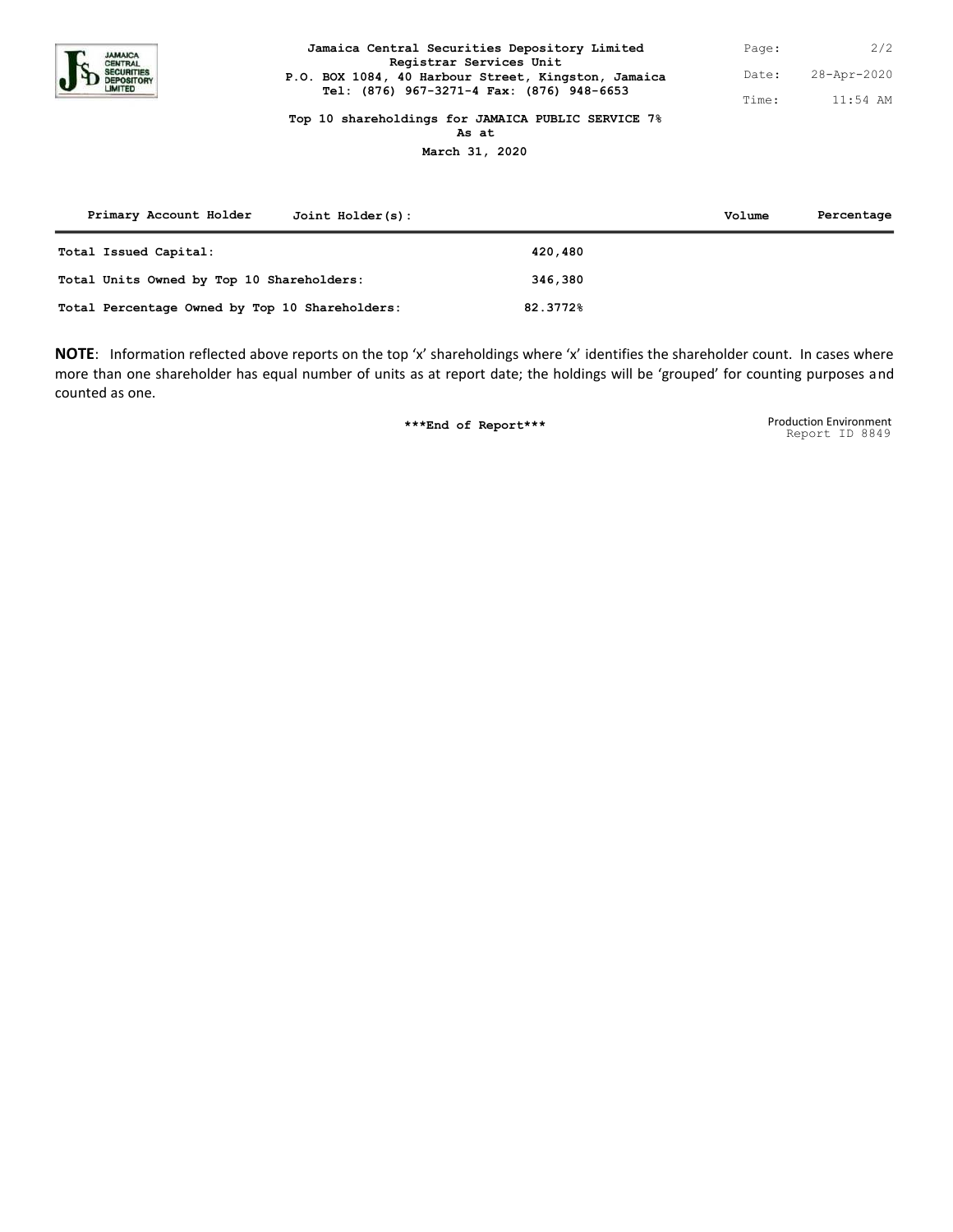**Jamaica Central Securities Depository Limited**
**Registrar Services Unit**
**P.O. BOX 1084, 40 Harbour Street, Kingston, Jamaica**
**Tel: (876) 967-3271-4 Fax: (876) 948-6653**

Date: 28-Apr-2020
Time: 11:54 AM

**Top 10 shareholdings for JAMAICA PUBLIC SERVICE 7%**
**As at**
**March 31, 2020**

| Primary Account Holder | Joint Holder(s): | Volume | Percentage |
|---|---|---|---|

| | |
|---|---|
| **Total Issued Capital:** | **420,480** |
| **Total Units Owned by Top 10 Shareholders:** | **346,380** |
| **Total Percentage Owned by Top 10 Shareholders:** | **82.3772%** |

**NOTE**: Information reflected above reports on the top 'x' shareholdings where 'x' identifies the shareholder count. In cases where more than one shareholder has equal number of units as at report date; the holdings will be 'grouped' for counting purposes and counted as one.

**\*\*\*End of Report\*\*\***

Production Environment
Report ID 8849